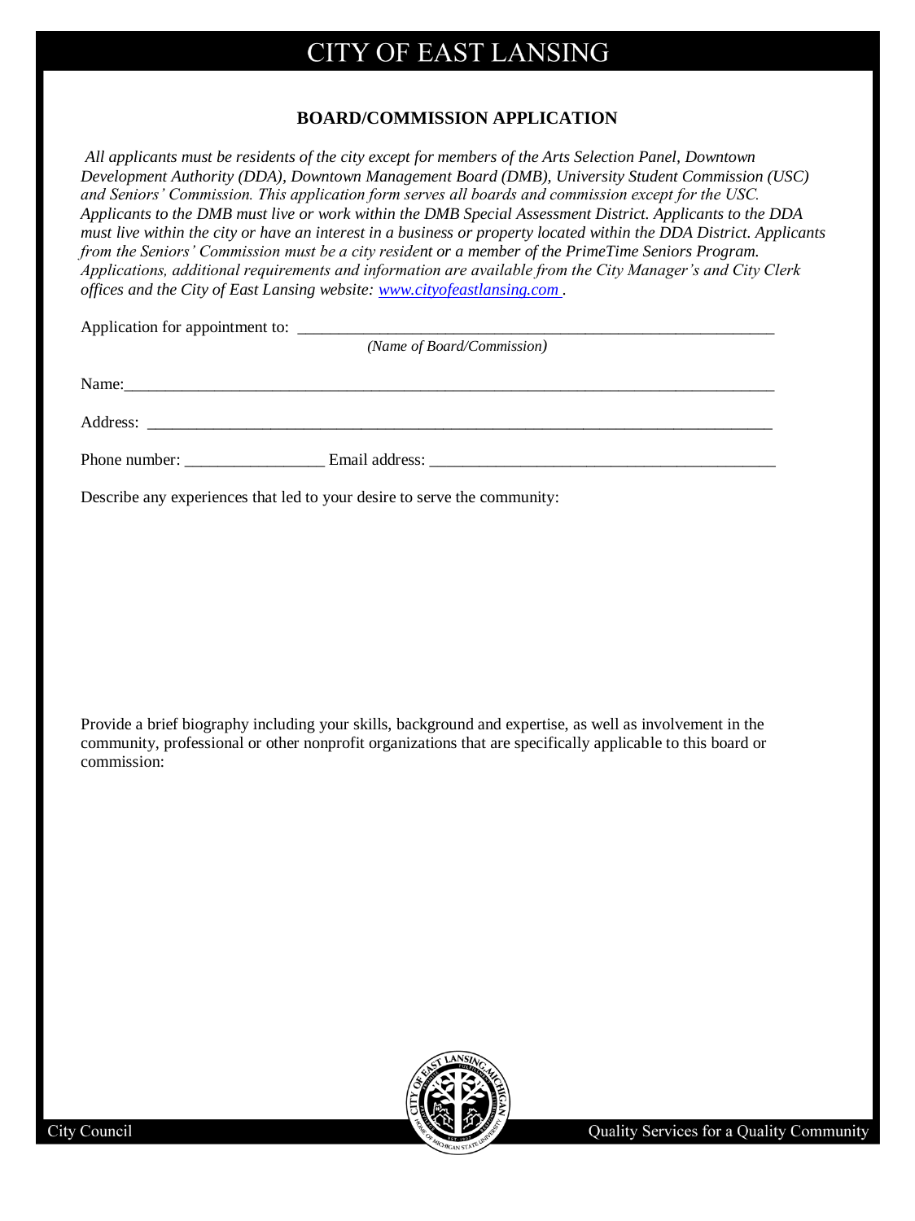# CITY OF EAST LANSING

## BOARD/COMMISSION APPLICATION

*All applicants must be residents of the city except for members of the Arts Selection Panel, Downtown Development Authority (DDA), Downtown Management Board (DMB), University Student Commission (USC) and Seniors' Commission. This application form serves all boards and commission except for the USC. Applicants to the DMB must live or work within the DMB Special Assessment District. Applicants to the DDA must live within the city or have an interest in a business or property located within the DDA District. Applicants from the Seniors' Commission must be a city resident or a member of the PrimeTime Seniors Program. Applications, additional requirements and information are available from the City Manager's and City Clerk offices and the City of East Lansing website: www.cityofeastlansing.com .*

Application for appointment to: ___________________________________________________________
*(Name of Board/Commission)*

Name:_________________________________________________________________________________

Address: ______________________________________________________________________________

Phone number: _________________ Email address: __________________________________________

Describe any experiences that led to your desire to serve the community:

Provide a brief biography including your skills, background and expertise, as well as involvement in the community, professional or other nonprofit organizations that are specifically applicable to this board or commission:

City Council

Quality Services for a Quality Community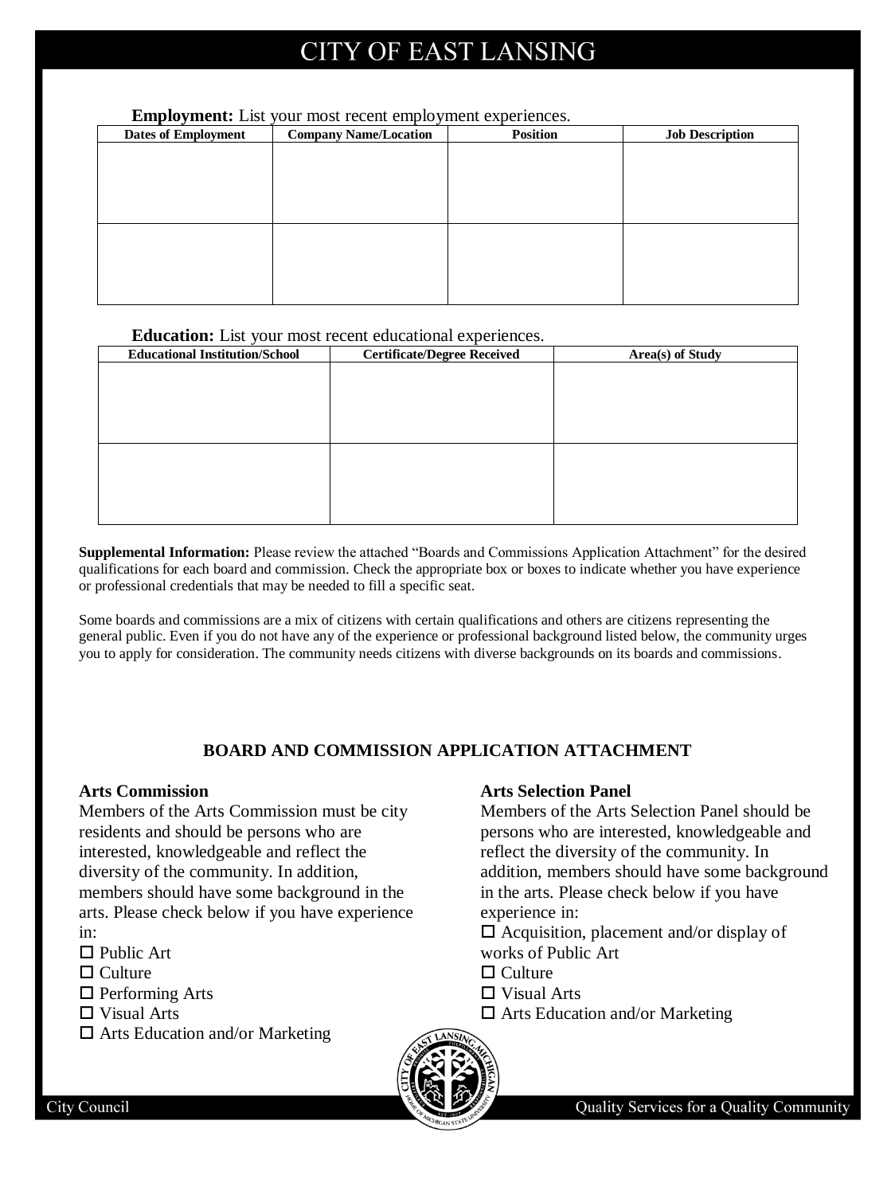**Employment:** List your most recent employment experiences.

| Dates of Employment | Company Name/Location | Position | Job Description |
|---|---|---|---|
| | | | |
| | | | |

**Education:** List your most recent educational experiences.

| Educational Institution/School | Certificate/Degree Received | Area(s) of Study |
|---|---|---|
| | | |
| | | |

**Supplemental Information:** Please review the attached "Boards and Commissions Application Attachment" for the desired qualifications for each board and commission. Check the appropriate box or boxes to indicate whether you have experience or professional credentials that may be needed to fill a specific seat.

Some boards and commissions are a mix of citizens with certain qualifications and others are citizens representing the general public. Even if you do not have any of the experience or professional background listed below, the community urges you to apply for consideration. The community needs citizens with diverse backgrounds on its boards and commissions.

## BOARD AND COMMISSION APPLICATION ATTACHMENT

**Arts Commission**

Members of the Arts Commission must be city residents and should be persons who are interested, knowledgeable and reflect the diversity of the community. In addition, members should have some background in the arts. Please check below if you have experience in:

- ☐ Public Art
- ☐ Culture
- ☐ Performing Arts
- ☐ Visual Arts
- ☐ Arts Education and/or Marketing

**Arts Selection Panel**

Members of the Arts Selection Panel should be persons who are interested, knowledgeable and reflect the diversity of the community. In addition, members should have some background in the arts. Please check below if you have experience in:

- ☐ Acquisition, placement and/or display of works of Public Art
- ☐ Culture
- ☐ Visual Arts
- ☐ Arts Education and/or Marketing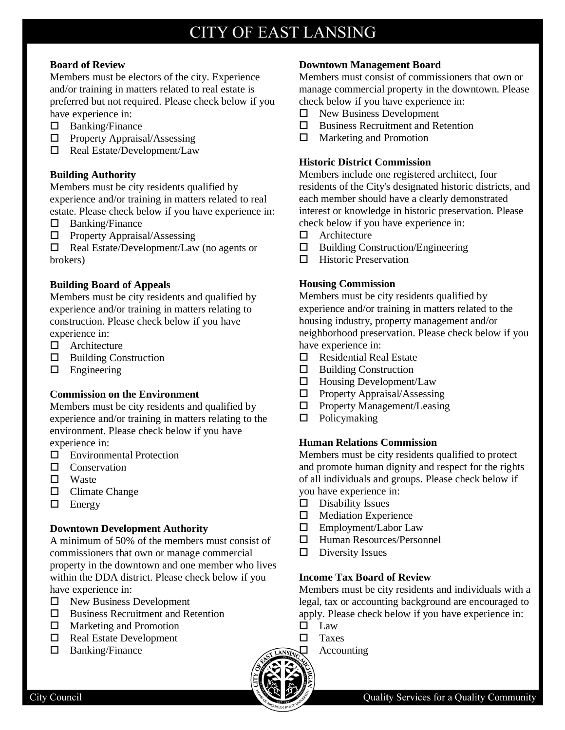# CITY OF EAST LANSING

**Board of Review**

Members must be electors of the city. Experience and/or training in matters related to real estate is preferred but not required. Please check below if you have experience in:

- ☐ Banking/Finance
- ☐ Property Appraisal/Assessing
- ☐ Real Estate/Development/Law

**Building Authority**

Members must be city residents qualified by experience and/or training in matters related to real estate. Please check below if you have experience in:

- ☐ Banking/Finance
- ☐ Property Appraisal/Assessing
- ☐ Real Estate/Development/Law (no agents or brokers)

**Building Board of Appeals**

Members must be city residents and qualified by experience and/or training in matters relating to construction. Please check below if you have experience in:

- ☐ Architecture
- ☐ Building Construction
- ☐ Engineering

**Commission on the Environment**

Members must be city residents and qualified by experience and/or training in matters relating to the environment. Please check below if you have experience in:

- ☐ Environmental Protection
- ☐ Conservation
- ☐ Waste
- ☐ Climate Change
- ☐ Energy

**Downtown Development Authority**

A minimum of 50% of the members must consist of commissioners that own or manage commercial property in the downtown and one member who lives within the DDA district. Please check below if you have experience in:

- ☐ New Business Development
- ☐ Business Recruitment and Retention
- ☐ Marketing and Promotion
- ☐ Real Estate Development
- ☐ Banking/Finance

**Downtown Management Board**

Members must consist of commissioners that own or manage commercial property in the downtown. Please check below if you have experience in:

- ☐ New Business Development
- ☐ Business Recruitment and Retention
- ☐ Marketing and Promotion

**Historic District Commission**

Members include one registered architect, four residents of the City's designated historic districts, and each member should have a clearly demonstrated interest or knowledge in historic preservation. Please check below if you have experience in:

- ☐ Architecture
- ☐ Building Construction/Engineering
- ☐ Historic Preservation

**Housing Commission**

Members must be city residents qualified by experience and/or training in matters related to the housing industry, property management and/or neighborhood preservation. Please check below if you have experience in:

- ☐ Residential Real Estate
- ☐ Building Construction
- ☐ Housing Development/Law
- ☐ Property Appraisal/Assessing
- ☐ Property Management/Leasing
- ☐ Policymaking

**Human Relations Commission**

Members must be city residents qualified to protect and promote human dignity and respect for the rights of all individuals and groups. Please check below if you have experience in:

- ☐ Disability Issues
- ☐ Mediation Experience
- ☐ Employment/Labor Law
- ☐ Human Resources/Personnel
- ☐ Diversity Issues

**Income Tax Board of Review**

Members must be city residents and individuals with a legal, tax or accounting background are encouraged to apply. Please check below if you have experience in:

- ☐ Law
- ☐ Taxes
- ☐ Accounting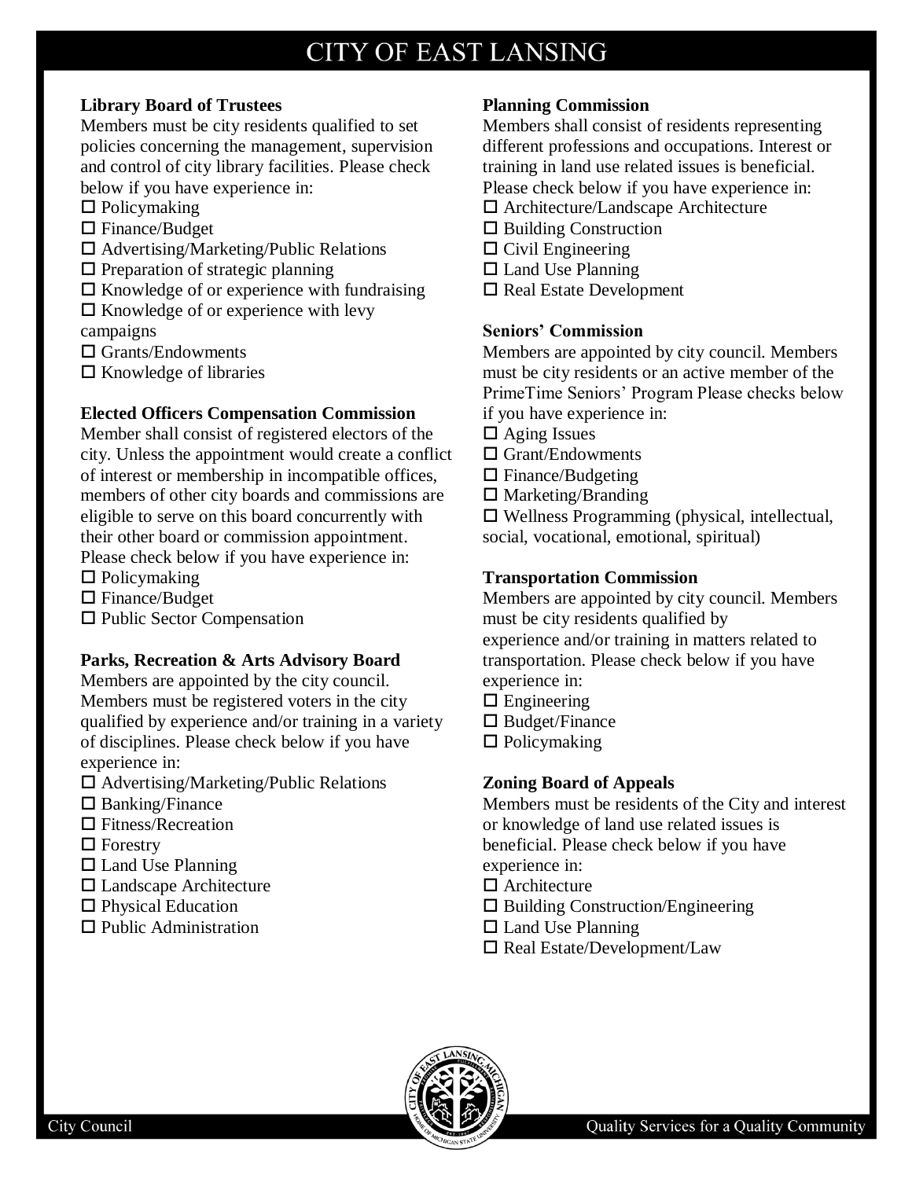### Library Board of Trustees

Members must be city residents qualified to set policies concerning the management, supervision and control of city library facilities. Please check below if you have experience in:

- ☐ Policymaking
- ☐ Finance/Budget
- ☐ Advertising/Marketing/Public Relations
- ☐ Preparation of strategic planning
- ☐ Knowledge of or experience with fundraising
- ☐ Knowledge of or experience with levy campaigns
- ☐ Grants/Endowments
- ☐ Knowledge of libraries

### Elected Officers Compensation Commission

Member shall consist of registered electors of the city. Unless the appointment would create a conflict of interest or membership in incompatible offices, members of other city boards and commissions are eligible to serve on this board concurrently with their other board or commission appointment. Please check below if you have experience in:

- ☐ Policymaking
- ☐ Finance/Budget
- ☐ Public Sector Compensation

### Parks, Recreation & Arts Advisory Board

Members are appointed by the city council. Members must be registered voters in the city qualified by experience and/or training in a variety of disciplines. Please check below if you have experience in:

- ☐ Advertising/Marketing/Public Relations
- ☐ Banking/Finance
- ☐ Fitness/Recreation
- ☐ Forestry
- ☐ Land Use Planning
- ☐ Landscape Architecture
- ☐ Physical Education
- ☐ Public Administration

### Planning Commission

Members shall consist of residents representing different professions and occupations. Interest or training in land use related issues is beneficial. Please check below if you have experience in:

- ☐ Architecture/Landscape Architecture
- ☐ Building Construction
- ☐ Civil Engineering
- ☐ Land Use Planning
- ☐ Real Estate Development

### Seniors' Commission

Members are appointed by city council. Members must be city residents or an active member of the PrimeTime Seniors' Program Please checks below if you have experience in:

- ☐ Aging Issues
- ☐ Grant/Endowments
- ☐ Finance/Budgeting
- ☐ Marketing/Branding
- ☐ Wellness Programming (physical, intellectual, social, vocational, emotional, spiritual)

### Transportation Commission

Members are appointed by city council. Members must be city residents qualified by experience and/or training in matters related to transportation. Please check below if you have experience in:

- ☐ Engineering
- ☐ Budget/Finance
- ☐ Policymaking

### Zoning Board of Appeals

Members must be residents of the City and interest or knowledge of land use related issues is beneficial. Please check below if you have experience in:

- ☐ Architecture
- ☐ Building Construction/Engineering
- ☐ Land Use Planning
- ☐ Real Estate/Development/Law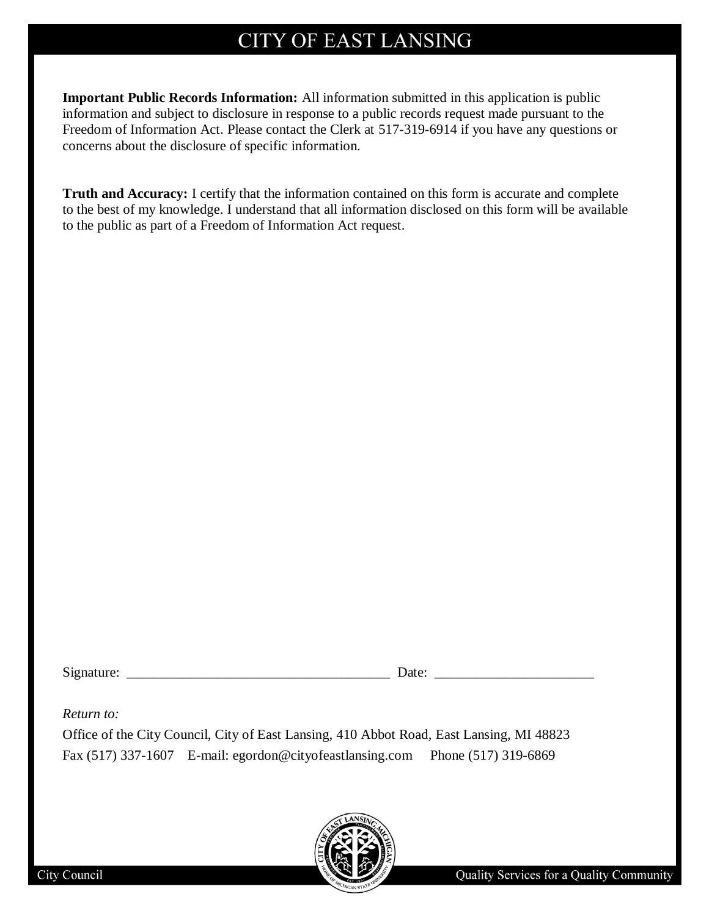**Important Public Records Information:** All information submitted in this application is public information and subject to disclosure in response to a public records request made pursuant to the Freedom of Information Act. Please contact the Clerk at 517-319-6914 if you have any questions or concerns about the disclosure of specific information.

**Truth and Accuracy:** I certify that the information contained on this form is accurate and complete to the best of my knowledge. I understand that all information disclosed on this form will be available to the public as part of a Freedom of Information Act request.

Signature: _______________________________________ Date: _______________________

*Return to:*

Office of the City Council, City of East Lansing, 410 Abbot Road, East Lansing, MI 48823

Fax (517) 337-1607 E-mail: egordon@cityofeastlansing.com Phone (517) 319-6869